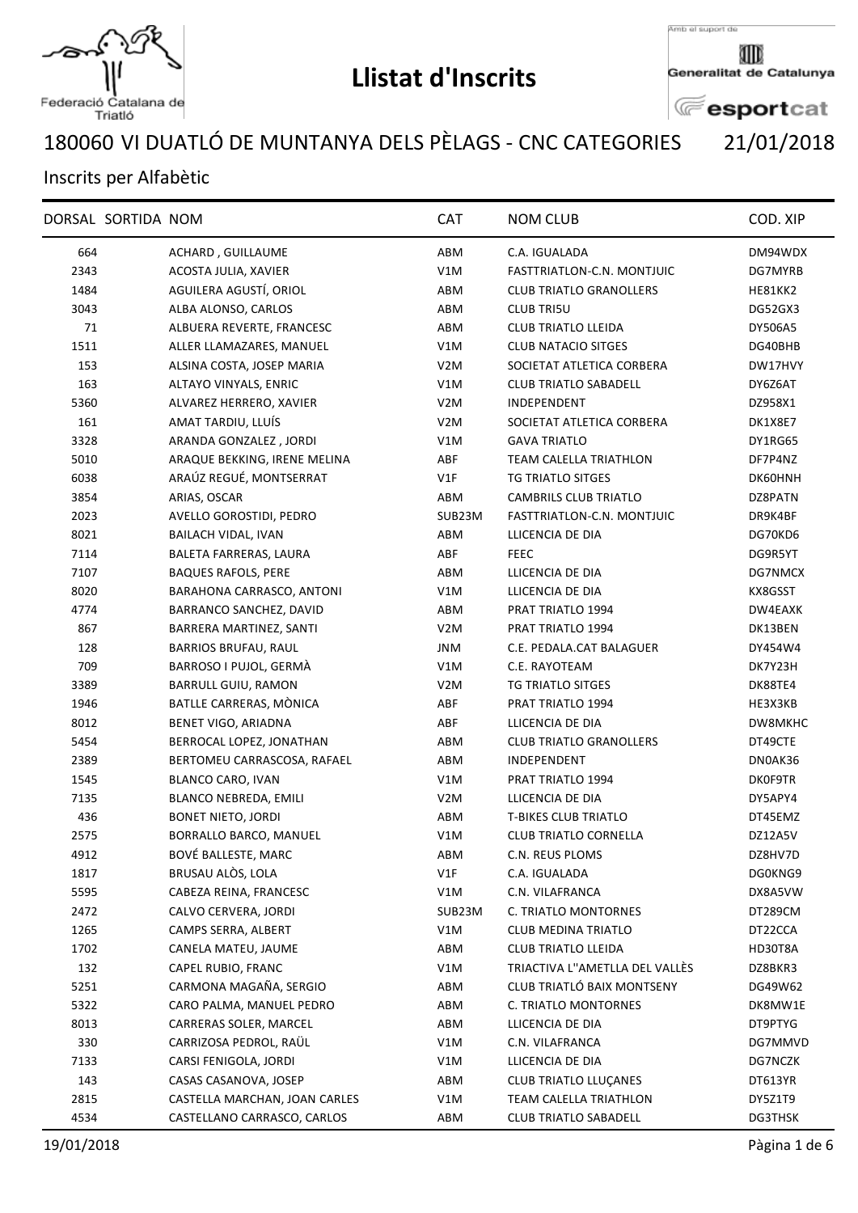# Llistat d'Inscrits

Federació Catalana de Triatló

Amb el suport de Generalitat de Catalunya esportcat

## 180060 VI DUATLÓ DE MUNTANYA DELS PÈLAGS - CNC CATEGORIES 21/01/2018

Inscrits per Alfabètic

| DORSAL | SORTIDA | NOM | CAT | NOM CLUB | COD. XIP |
|---|---|---|---|---|---|
| 664 | | ACHARD , GUILLAUME | ABM | C.A. IGUALADA | DM94WDX |
| 2343 | | ACOSTA JULIA, XAVIER | V1M | FASTTRIATLON-C.N. MONTJUIC | DG7MYRB |
| 1484 | | AGUILERA AGUSTÍ, ORIOL | ABM | CLUB TRIATLO GRANOLLERS | HE81KK2 |
| 3043 | | ALBA ALONSO, CARLOS | ABM | CLUB TRI5U | DG52GX3 |
| 71 | | ALBUERA REVERTE, FRANCESC | ABM | CLUB TRIATLO LLEIDA | DY506A5 |
| 1511 | | ALLER LLAMAZARES, MANUEL | V1M | CLUB NATACIO SITGES | DG40BHB |
| 153 | | ALSINA COSTA, JOSEP MARIA | V2M | SOCIETAT ATLETICA CORBERA | DW17HVY |
| 163 | | ALTAYO VINYALS, ENRIC | V1M | CLUB TRIATLO SABADELL | DY6Z6AT |
| 5360 | | ALVAREZ HERRERO, XAVIER | V2M | INDEPENDENT | DZ958X1 |
| 161 | | AMAT TARDIU, LLUÍS | V2M | SOCIETAT ATLETICA CORBERA | DK1X8E7 |
| 3328 | | ARANDA GONZALEZ , JORDI | V1M | GAVA TRIATLO | DY1RG65 |
| 5010 | | ARAQUE BEKKING, IRENE MELINA | ABF | TEAM CALELLA TRIATHLON | DF7P4NZ |
| 6038 | | ARAÚZ REGUÉ, MONTSERRAT | V1F | TG TRIATLO SITGES | DK60HNH |
| 3854 | | ARIAS, OSCAR | ABM | CAMBRILS CLUB TRIATLO | DZ8PATN |
| 2023 | | AVELLO GOROSTIDI, PEDRO | SUB23M | FASTTRIATLON-C.N. MONTJUIC | DR9K4BF |
| 8021 | | BAILACH VIDAL, IVAN | ABM | LLICENCIA DE DIA | DG70KD6 |
| 7114 | | BALETA FARRERAS, LAURA | ABF | FEEC | DG9R5YT |
| 7107 | | BAQUES RAFOLS, PERE | ABM | LLICENCIA DE DIA | DG7NMCX |
| 8020 | | BARAHONA CARRASCO, ANTONI | V1M | LLICENCIA DE DIA | KX8GSST |
| 4774 | | BARRANCO SANCHEZ, DAVID | ABM | PRAT TRIATLO 1994 | DW4EAXK |
| 867 | | BARRERA MARTINEZ, SANTI | V2M | PRAT TRIATLO 1994 | DK13BEN |
| 128 | | BARRIOS BRUFAU, RAUL | JNM | C.E. PEDALA.CAT BALAGUER | DY454W4 |
| 709 | | BARROSO I PUJOL, GERMÀ | V1M | C.E. RAYOTEAM | DK7Y23H |
| 3389 | | BARRULL GUIU, RAMON | V2M | TG TRIATLO SITGES | DK88TE4 |
| 1946 | | BATLLE CARRERAS, MÒNICA | ABF | PRAT TRIATLO 1994 | HE3X3KB |
| 8012 | | BENET VIGO, ARIADNA | ABF | LLICENCIA DE DIA | DW8MKHC |
| 5454 | | BERROCAL LOPEZ, JONATHAN | ABM | CLUB TRIATLO GRANOLLERS | DT49CTE |
| 2389 | | BERTOMEU CARRASCOSA, RAFAEL | ABM | INDEPENDENT | DN0AK36 |
| 1545 | | BLANCO CARO, IVAN | V1M | PRAT TRIATLO 1994 | DK0F9TR |
| 7135 | | BLANCO NEBREDA, EMILI | V2M | LLICENCIA DE DIA | DY5APY4 |
| 436 | | BONET NIETO, JORDI | ABM | T-BIKES CLUB TRIATLO | DT45EMZ |
| 2575 | | BORRALLO BARCO, MANUEL | V1M | CLUB TRIATLO CORNELLA | DZ12A5V |
| 4912 | | BOVÉ BALLESTE, MARC | ABM | C.N. REUS PLOMS | DZ8HV7D |
| 1817 | | BRUSAU ALÒS, LOLA | V1F | C.A. IGUALADA | DG0KNG9 |
| 5595 | | CABEZA REINA, FRANCESC | V1M | C.N. VILAFRANCA | DX8A5VW |
| 2472 | | CALVO CERVERA, JORDI | SUB23M | C. TRIATLO MONTORNES | DT289CM |
| 1265 | | CAMPS SERRA, ALBERT | V1M | CLUB MEDINA TRIATLO | DT22CCA |
| 1702 | | CANELA MATEU, JAUME | ABM | CLUB TRIATLO LLEIDA | HD30T8A |
| 132 | | CAPEL RUBIO, FRANC | V1M | TRIACTIVA L''AMETLLA DEL VALLÈS | DZ8BKR3 |
| 5251 | | CARMONA MAGAÑA, SERGIO | ABM | CLUB TRIATLÓ BAIX MONTSENY | DG49W62 |
| 5322 | | CARO PALMA, MANUEL PEDRO | ABM | C. TRIATLO MONTORNES | DK8MW1E |
| 8013 | | CARRERAS SOLER, MARCEL | ABM | LLICENCIA DE DIA | DT9PTYG |
| 330 | | CARRIZOSA PEDROL, RAÜL | V1M | C.N. VILAFRANCA | DG7MMVD |
| 7133 | | CARSI FENIGOLA, JORDI | V1M | LLICENCIA DE DIA | DG7NCZK |
| 143 | | CASAS CASANOVA, JOSEP | ABM | CLUB TRIATLO LLUÇANES | DT613YR |
| 2815 | | CASTELLA MARCHAN, JOAN CARLES | V1M | TEAM CALELLA TRIATHLON | DY5Z1T9 |
| 4534 | | CASTELLANO CARRASCO, CARLOS | ABM | CLUB TRIATLO SABADELL | DG3THSK |

19/01/2018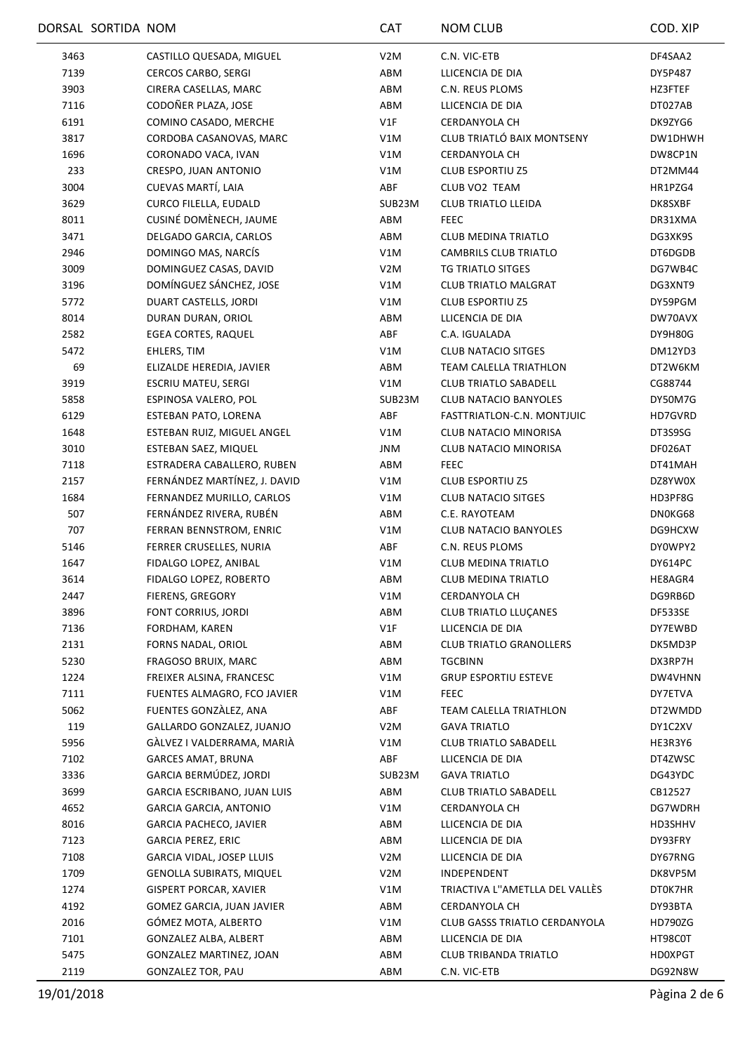| DORSAL | SORTIDA | NOM | CAT | NOM CLUB | COD. XIP |
|---|---|---|---|---|---|
| 3463 | | CASTILLO QUESADA, MIGUEL | V2M | C.N. VIC-ETB | DF4SAA2 |
| 7139 | | CERCOS CARBO, SERGI | ABM | LLICENCIA DE DIA | DY5P487 |
| 3903 | | CIRERA CASELLAS, MARC | ABM | C.N. REUS PLOMS | HZ3FTEF |
| 7116 | | CODOÑER PLAZA, JOSE | ABM | LLICENCIA DE DIA | DT027AB |
| 6191 | | COMINO CASADO, MERCHE | V1F | CERDANYOLA CH | DK9ZYG6 |
| 3817 | | CORDOBA CASANOVAS, MARC | V1M | CLUB TRIATLÓ BAIX MONTSENY | DW1DHWH |
| 1696 | | CORONADO VACA, IVAN | V1M | CERDANYOLA CH | DW8CP1N |
| 233 | | CRESPO, JUAN ANTONIO | V1M | CLUB ESPORTIU Z5 | DT2MM44 |
| 3004 | | CUEVAS MARTÍ, LAIA | ABF | CLUB VO2 TEAM | HR1PZG4 |
| 3629 | | CURCO FILELLA, EUDALD | SUB23M | CLUB TRIATLO LLEIDA | DK8SXBF |
| 8011 | | CUSINÉ DOMÈNECH, JAUME | ABM | FEEC | DR31XMA |
| 3471 | | DELGADO GARCIA, CARLOS | ABM | CLUB MEDINA TRIATLO | DG3XK9S |
| 2946 | | DOMINGO MAS, NARCÍS | V1M | CAMBRILS CLUB TRIATLO | DT6DGDB |
| 3009 | | DOMINGUEZ CASAS, DAVID | V2M | TG TRIATLO SITGES | DG7WB4C |
| 3196 | | DOMÍNGUEZ SÁNCHEZ, JOSE | V1M | CLUB TRIATLO MALGRAT | DG3XNT9 |
| 5772 | | DUART CASTELLS, JORDI | V1M | CLUB ESPORTIU Z5 | DY59PGM |
| 8014 | | DURAN DURAN, ORIOL | ABM | LLICENCIA DE DIA | DW70AVX |
| 2582 | | EGEA CORTES, RAQUEL | ABF | C.A. IGUALADA | DY9H80G |
| 5472 | | EHLERS, TIM | V1M | CLUB NATACIO SITGES | DM12YD3 |
| 69 | | ELIZALDE HEREDIA, JAVIER | ABM | TEAM CALELLA TRIATHLON | DT2W6KM |
| 3919 | | ESCRIU MATEU, SERGI | V1M | CLUB TRIATLO SABADELL | CG88744 |
| 5858 | | ESPINOSA VALERO, POL | SUB23M | CLUB NATACIO BANYOLES | DY50M7G |
| 6129 | | ESTEBAN PATO, LORENA | ABF | FASTTRIATLON-C.N. MONTJUIC | HD7GVRD |
| 1648 | | ESTEBAN RUIZ, MIGUEL ANGEL | V1M | CLUB NATACIO MINORISA | DT3S9SG |
| 3010 | | ESTEBAN SAEZ, MIQUEL | JNM | CLUB NATACIO MINORISA | DF026AT |
| 7118 | | ESTRADERA CABALLERO, RUBEN | ABM | FEEC | DT41MAH |
| 2157 | | FERNÁNDEZ MARTÍNEZ, J. DAVID | V1M | CLUB ESPORTIU Z5 | DZ8YW0X |
| 1684 | | FERNANDEZ MURILLO, CARLOS | V1M | CLUB NATACIO SITGES | HD3PF8G |
| 507 | | FERNÁNDEZ RIVERA, RUBÉN | ABM | C.E. RAYOTEAM | DN0KG68 |
| 707 | | FERRAN BENNSTROM, ENRIC | V1M | CLUB NATACIO BANYOLES | DG9HCXW |
| 5146 | | FERRER CRUSELLES, NURIA | ABF | C.N. REUS PLOMS | DY0WPY2 |
| 1647 | | FIDALGO LOPEZ, ANIBAL | V1M | CLUB MEDINA TRIATLO | DY614PC |
| 3614 | | FIDALGO LOPEZ, ROBERTO | ABM | CLUB MEDINA TRIATLO | HE8AGR4 |
| 2447 | | FIERENS, GREGORY | V1M | CERDANYOLA CH | DG9RB6D |
| 3896 | | FONT CORRIUS, JORDI | ABM | CLUB TRIATLO LLUÇANES | DF533SE |
| 7136 | | FORDHAM, KAREN | V1F | LLICENCIA DE DIA | DY7EWBD |
| 2131 | | FORNS NADAL, ORIOL | ABM | CLUB TRIATLO GRANOLLERS | DK5MD3P |
| 5230 | | FRAGOSO BRUIX, MARC | ABM | TGCBINN | DX3RP7H |
| 1224 | | FREIXER ALSINA, FRANCESC | V1M | GRUP ESPORTIU ESTEVE | DW4VHNN |
| 7111 | | FUENTES ALMAGRO, FCO JAVIER | V1M | FEEC | DY7ETVA |
| 5062 | | FUENTES GONZÀLEZ, ANA | ABF | TEAM CALELLA TRIATHLON | DT2WMDD |
| 119 | | GALLARDO GONZALEZ, JUANJO | V2M | GAVA TRIATLO | DY1C2XV |
| 5956 | | GÀLVEZ I VALDERRAMA, MARIÀ | V1M | CLUB TRIATLO SABADELL | HE3R3Y6 |
| 7102 | | GARCES AMAT, BRUNA | ABF | LLICENCIA DE DIA | DT4ZWSC |
| 3336 | | GARCIA BERMÚDEZ, JORDI | SUB23M | GAVA TRIATLO | DG43YDC |
| 3699 | | GARCIA ESCRIBANO, JUAN LUIS | ABM | CLUB TRIATLO SABADELL | CB12527 |
| 4652 | | GARCIA GARCIA, ANTONIO | V1M | CERDANYOLA CH | DG7WDRH |
| 8016 | | GARCIA PACHECO, JAVIER | ABM | LLICENCIA DE DIA | HD3SHHV |
| 7123 | | GARCIA PEREZ, ERIC | ABM | LLICENCIA DE DIA | DY93FRY |
| 7108 | | GARCIA VIDAL, JOSEP LLUIS | V2M | LLICENCIA DE DIA | DY67RNG |
| 1709 | | GENOLLA SUBIRATS, MIQUEL | V2M | INDEPENDENT | DK8VP5M |
| 1274 | | GISPERT PORCAR, XAVIER | V1M | TRIACTIVA L''AMETLLA DEL VALLÈS | DT0K7HR |
| 4192 | | GOMEZ GARCIA, JUAN JAVIER | ABM | CERDANYOLA CH | DY93BTA |
| 2016 | | GÓMEZ MOTA, ALBERTO | V1M | CLUB GASSS TRIATLO CERDANYOLA | HD790ZG |
| 7101 | | GONZALEZ ALBA, ALBERT | ABM | LLICENCIA DE DIA | HT98C0T |
| 5475 | | GONZALEZ MARTINEZ, JOAN | ABM | CLUB TRIBANDA TRIATLO | HD0XPGT |
| 2119 | | GONZALEZ TOR, PAU | ABM | C.N. VIC-ETB | DG92N8W |

19/01/2018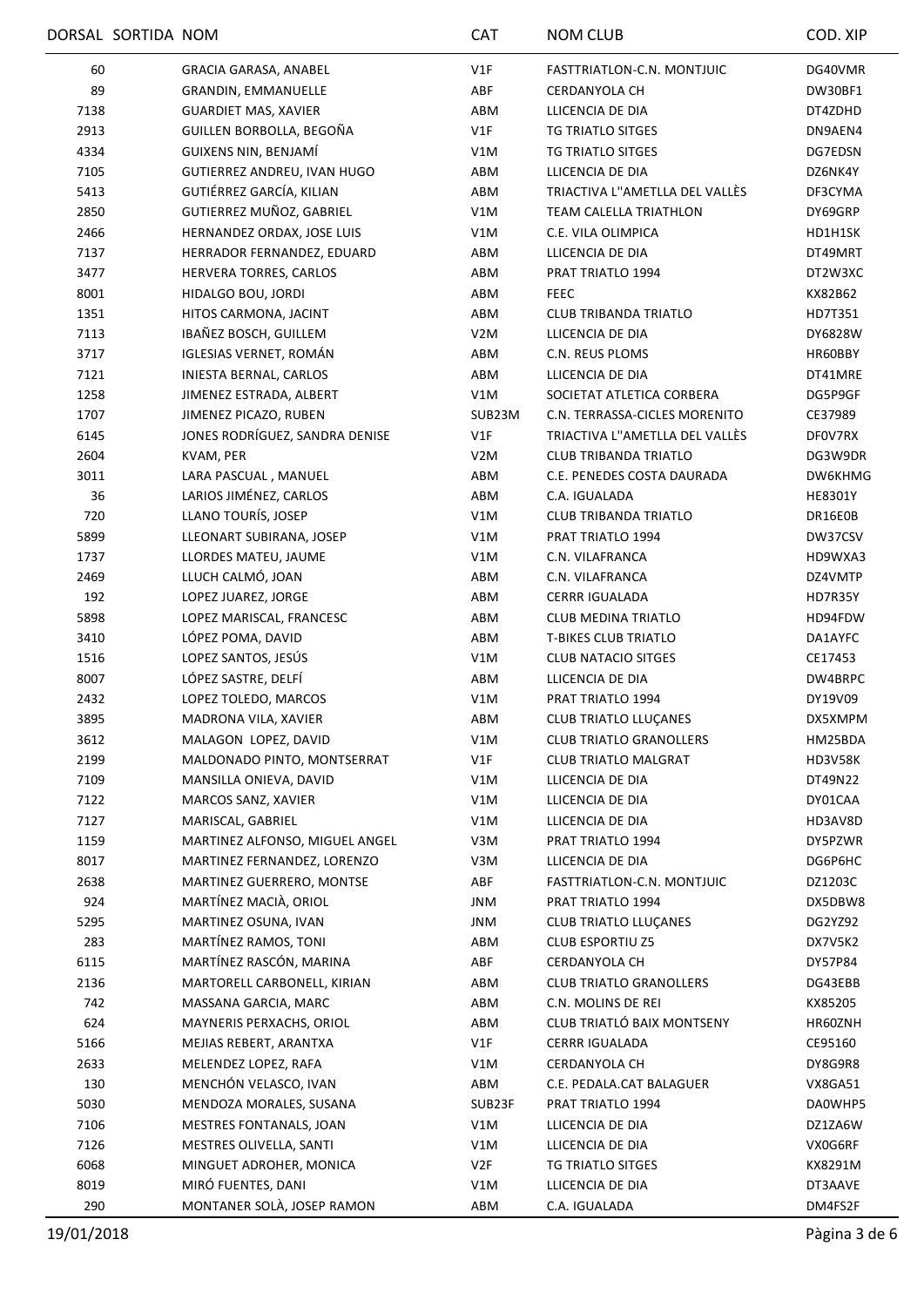| DORSAL | SORTIDA | NOM | CAT | NOM CLUB | COD. XIP |
|---|---|---|---|---|---|
| 60 | | GRACIA GARASA, ANABEL | V1F | FASTTRIATLON-C.N. MONTJUIC | DG40VMR |
| 89 | | GRANDIN, EMMANUELLE | ABF | CERDANYOLA CH | DW30BF1 |
| 7138 | | GUARDIET MAS, XAVIER | ABM | LLICENCIA DE DIA | DT4ZDHD |
| 2913 | | GUILLEN BORBOLLA, BEGOÑA | V1F | TG TRIATLO SITGES | DN9AEN4 |
| 4334 | | GUIXENS NIN, BENJAMÍ | V1M | TG TRIATLO SITGES | DG7EDSN |
| 7105 | | GUTIERREZ ANDREU, IVAN HUGO | ABM | LLICENCIA DE DIA | DZ6NK4Y |
| 5413 | | GUTIÉRREZ GARCÍA, KILIAN | ABM | TRIACTIVA L''AMETLLA DEL VALLÈS | DF3CYMA |
| 2850 | | GUTIERREZ MUÑOZ, GABRIEL | V1M | TEAM CALELLA TRIATHLON | DY69GRP |
| 2466 | | HERNANDEZ ORDAX, JOSE LUIS | V1M | C.E. VILA OLIMPICA | HD1H1SK |
| 7137 | | HERRADOR FERNANDEZ, EDUARD | ABM | LLICENCIA DE DIA | DT49MRT |
| 3477 | | HERVERA TORRES, CARLOS | ABM | PRAT TRIATLO 1994 | DT2W3XC |
| 8001 | | HIDALGO BOU, JORDI | ABM | FEEC | KX82B62 |
| 1351 | | HITOS CARMONA, JACINT | ABM | CLUB TRIBANDA TRIATLO | HD7T351 |
| 7113 | | IBAÑEZ BOSCH, GUILLEM | V2M | LLICENCIA DE DIA | DY6828W |
| 3717 | | IGLESIAS VERNET, ROMÁN | ABM | C.N. REUS PLOMS | HR60BBY |
| 7121 | | INIESTA BERNAL, CARLOS | ABM | LLICENCIA DE DIA | DT41MRE |
| 1258 | | JIMENEZ ESTRADA, ALBERT | V1M | SOCIETAT ATLETICA CORBERA | DG5P9GF |
| 1707 | | JIMENEZ PICAZO, RUBEN | SUB23M | C.N. TERRASSA-CICLES MORENITO | CE37989 |
| 6145 | | JONES RODRÍGUEZ, SANDRA DENISE | V1F | TRIACTIVA L''AMETLLA DEL VALLÈS | DF0V7RX |
| 2604 | | KVAM, PER | V2M | CLUB TRIBANDA TRIATLO | DG3W9DR |
| 3011 | | LARA PASCUAL , MANUEL | ABM | C.E. PENEDES COSTA DAURADA | DW6KHMG |
| 36 | | LARIOS JIMÉNEZ, CARLOS | ABM | C.A. IGUALADA | HE8301Y |
| 720 | | LLANO TOURÍS, JOSEP | V1M | CLUB TRIBANDA TRIATLO | DR16E0B |
| 5899 | | LLEONART SUBIRANA, JOSEP | V1M | PRAT TRIATLO 1994 | DW37CSV |
| 1737 | | LLORDES MATEU, JAUME | V1M | C.N. VILAFRANCA | HD9WXA3 |
| 2469 | | LLUCH CALMÓ, JOAN | ABM | C.N. VILAFRANCA | DZ4VMTP |
| 192 | | LOPEZ JUAREZ, JORGE | ABM | CERRR IGUALADA | HD7R35Y |
| 5898 | | LOPEZ MARISCAL, FRANCESC | ABM | CLUB MEDINA TRIATLO | HD94FDW |
| 3410 | | LÓPEZ POMA, DAVID | ABM | T-BIKES CLUB TRIATLO | DA1AYFC |
| 1516 | | LOPEZ SANTOS, JESÚS | V1M | CLUB NATACIO SITGES | CE17453 |
| 8007 | | LÓPEZ SASTRE, DELFÍ | ABM | LLICENCIA DE DIA | DW4BRPC |
| 2432 | | LOPEZ TOLEDO, MARCOS | V1M | PRAT TRIATLO 1994 | DY19V09 |
| 3895 | | MADRONA VILA, XAVIER | ABM | CLUB TRIATLO LLUÇANES | DX5XMPM |
| 3612 | | MALAGON LOPEZ, DAVID | V1M | CLUB TRIATLO GRANOLLERS | HM25BDA |
| 2199 | | MALDONADO PINTO, MONTSERRAT | V1F | CLUB TRIATLO MALGRAT | HD3V58K |
| 7109 | | MANSILLA ONIEVA, DAVID | V1M | LLICENCIA DE DIA | DT49N22 |
| 7122 | | MARCOS SANZ, XAVIER | V1M | LLICENCIA DE DIA | DY01CAA |
| 7127 | | MARISCAL, GABRIEL | V1M | LLICENCIA DE DIA | HD3AV8D |
| 1159 | | MARTINEZ ALFONSO, MIGUEL ANGEL | V3M | PRAT TRIATLO 1994 | DY5PZWR |
| 8017 | | MARTINEZ FERNANDEZ, LORENZO | V3M | LLICENCIA DE DIA | DG6P6HC |
| 2638 | | MARTINEZ GUERRERO, MONTSE | ABF | FASTTRIATLON-C.N. MONTJUIC | DZ1203C |
| 924 | | MARTÍNEZ MACIÀ, ORIOL | JNM | PRAT TRIATLO 1994 | DX5DBW8 |
| 5295 | | MARTINEZ OSUNA, IVAN | JNM | CLUB TRIATLO LLUÇANES | DG2YZ92 |
| 283 | | MARTÍNEZ RAMOS, TONI | ABM | CLUB ESPORTIU Z5 | DX7V5K2 |
| 6115 | | MARTÍNEZ RASCÓN, MARINA | ABF | CERDANYOLA CH | DY57P84 |
| 2136 | | MARTORELL CARBONELL, KIRIAN | ABM | CLUB TRIATLO GRANOLLERS | DG43EBB |
| 742 | | MASSANA GARCIA, MARC | ABM | C.N. MOLINS DE REI | KX85205 |
| 624 | | MAYNERIS PERXACHS, ORIOL | ABM | CLUB TRIATLÓ BAIX MONTSENY | HR60ZNH |
| 5166 | | MEJIAS REBERT, ARANTXA | V1F | CERRR IGUALADA | CE95160 |
| 2633 | | MELENDEZ LOPEZ, RAFA | V1M | CERDANYOLA CH | DY8G9R8 |
| 130 | | MENCHÓN VELASCO, IVAN | ABM | C.E. PEDALA.CAT BALAGUER | VX8GA51 |
| 5030 | | MENDOZA MORALES, SUSANA | SUB23F | PRAT TRIATLO 1994 | DA0WHP5 |
| 7106 | | MESTRES FONTANALS, JOAN | V1M | LLICENCIA DE DIA | DZ1ZA6W |
| 7126 | | MESTRES OLIVELLA, SANTI | V1M | LLICENCIA DE DIA | VX0G6RF |
| 6068 | | MINGUET ADROHER, MONICA | V2F | TG TRIATLO SITGES | KX8291M |
| 8019 | | MIRÓ FUENTES, DANI | V1M | LLICENCIA DE DIA | DT3AAVE |
| 290 | | MONTANER SOLÀ, JOSEP RAMON | ABM | C.A. IGUALADA | DM4FS2F |

19/01/2018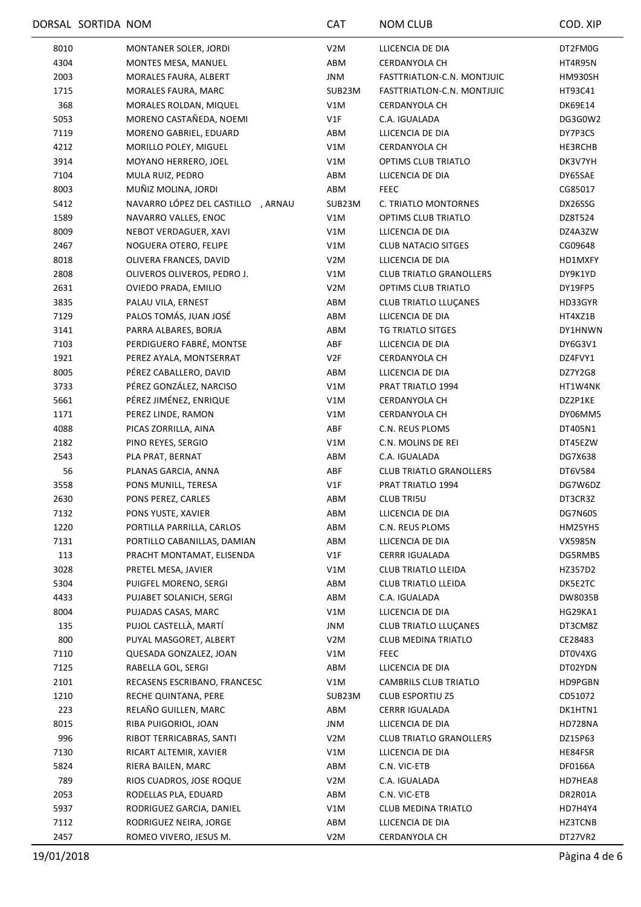| DORSAL | SORTIDA | NOM | CAT | NOM CLUB | COD. XIP |
|---|---|---|---|---|---|
| 8010 | | MONTANER SOLER, JORDI | V2M | LLICENCIA DE DIA | DT2FM0G |
| 4304 | | MONTES MESA, MANUEL | ABM | CERDANYOLA CH | HT4R95N |
| 2003 | | MORALES FAURA, ALBERT | JNM | FASTTRIATLON-C.N. MONTJUIC | HM930SH |
| 1715 | | MORALES FAURA, MARC | SUB23M | FASTTRIATLON-C.N. MONTJUIC | HT93C41 |
| 368 | | MORALES ROLDAN, MIQUEL | V1M | CERDANYOLA CH | DK69E14 |
| 5053 | | MORENO CASTAÑEDA, NOEMI | V1F | C.A. IGUALADA | DG3G0W2 |
| 7119 | | MORENO GABRIEL, EDUARD | ABM | LLICENCIA DE DIA | DY7P3CS |
| 4212 | | MORILLO POLEY, MIGUEL | V1M | CERDANYOLA CH | HE3RCHB |
| 3914 | | MOYANO HERRERO, JOEL | V1M | OPTIMS CLUB TRIATLO | DK3V7YH |
| 7104 | | MULA RUIZ, PEDRO | ABM | LLICENCIA DE DIA | DY65SAE |
| 8003 | | MUÑIZ MOLINA, JORDI | ABM | FEEC | CG85017 |
| 5412 | | NAVARRO LÓPEZ DEL CASTILLO , ARNAU | SUB23M | C. TRIATLO MONTORNES | DX26SSG |
| 1589 | | NAVARRO VALLES, ENOC | V1M | OPTIMS CLUB TRIATLO | DZ8T524 |
| 8009 | | NEBOT VERDAGUER, XAVI | V1M | LLICENCIA DE DIA | DZ4A3ZW |
| 2467 | | NOGUERA OTERO, FELIPE | V1M | CLUB NATACIO SITGES | CG09648 |
| 8018 | | OLIVERA FRANCES, DAVID | V2M | LLICENCIA DE DIA | HD1MXFY |
| 2808 | | OLIVEROS OLIVEROS, PEDRO J. | V1M | CLUB TRIATLO GRANOLLERS | DY9K1YD |
| 2631 | | OVIEDO PRADA, EMILIO | V2M | OPTIMS CLUB TRIATLO | DY19FP5 |
| 3835 | | PALAU VILA, ERNEST | ABM | CLUB TRIATLO LLUÇANES | HD33GYR |
| 7129 | | PALOS TOMÁS, JUAN JOSÉ | ABM | LLICENCIA DE DIA | HT4XZ1B |
| 3141 | | PARRA ALBARES, BORJA | ABM | TG TRIATLO SITGES | DY1HNWN |
| 7103 | | PERDIGUERO FABRÉ, MONTSE | ABF | LLICENCIA DE DIA | DY6G3V1 |
| 1921 | | PEREZ AYALA, MONTSERRAT | V2F | CERDANYOLA CH | DZ4FVY1 |
| 8005 | | PÉREZ CABALLERO, DAVID | ABM | LLICENCIA DE DIA | DZ7Y2G8 |
| 3733 | | PÉREZ GONZÁLEZ, NARCISO | V1M | PRAT TRIATLO 1994 | HT1W4NK |
| 5661 | | PÉREZ JIMÉNEZ, ENRIQUE | V1M | CERDANYOLA CH | DZ2P1KE |
| 1171 | | PEREZ LINDE, RAMON | V1M | CERDANYOLA CH | DY06MM5 |
| 4088 | | PICAS ZORRILLA, AINA | ABF | C.N. REUS PLOMS | DT405N1 |
| 2182 | | PINO REYES, SERGIO | V1M | C.N. MOLINS DE REI | DT45EZW |
| 2543 | | PLA PRAT, BERNAT | ABM | C.A. IGUALADA | DG7X638 |
| 56 | | PLANAS GARCIA, ANNA | ABF | CLUB TRIATLO GRANOLLERS | DT6V584 |
| 3558 | | PONS MUNILL, TERESA | V1F | PRAT TRIATLO 1994 | DG7W6DZ |
| 2630 | | PONS PEREZ, CARLES | ABM | CLUB TRI5U | DT3CR3Z |
| 7132 | | PONS YUSTE, XAVIER | ABM | LLICENCIA DE DIA | DG7N60S |
| 1220 | | PORTILLA PARRILLA, CARLOS | ABM | C.N. REUS PLOMS | HM25YH5 |
| 7131 | | PORTILLO CABANILLAS, DAMIAN | ABM | LLICENCIA DE DIA | VX5985N |
| 113 | | PRACHT MONTAMAT, ELISENDA | V1F | CERRR IGUALADA | DG5RMBS |
| 3028 | | PRETEL MESA, JAVIER | V1M | CLUB TRIATLO LLEIDA | HZ357D2 |
| 5304 | | PUIGFEL MORENO, SERGI | ABM | CLUB TRIATLO LLEIDA | DK5E2TC |
| 4433 | | PUJABET SOLANICH, SERGI | ABM | C.A. IGUALADA | DW8035B |
| 8004 | | PUJADAS CASAS, MARC | V1M | LLICENCIA DE DIA | HG29KA1 |
| 135 | | PUJOL CASTELLÀ, MARTÍ | JNM | CLUB TRIATLO LLUÇANES | DT3CM8Z |
| 800 | | PUYAL MASGORET, ALBERT | V2M | CLUB MEDINA TRIATLO | CE28483 |
| 7110 | | QUESADA GONZALEZ, JOAN | V1M | FEEC | DT0V4XG |
| 7125 | | RABELLA GOL, SERGI | ABM | LLICENCIA DE DIA | DT02YDN |
| 2101 | | RECASENS ESCRIBANO, FRANCESC | V1M | CAMBRILS CLUB TRIATLO | HD9PGBN |
| 1210 | | RECHE QUINTANA, PERE | SUB23M | CLUB ESPORTIU Z5 | CD51072 |
| 223 | | RELAÑO GUILLEN, MARC | ABM | CERRR IGUALADA | DK1HTN1 |
| 8015 | | RIBA PUIGORIOL, JOAN | JNM | LLICENCIA DE DIA | HD728NA |
| 996 | | RIBOT TERRICABRAS, SANTI | V2M | CLUB TRIATLO GRANOLLERS | DZ15P63 |
| 7130 | | RICART ALTEMIR, XAVIER | V1M | LLICENCIA DE DIA | HE84FSR |
| 5824 | | RIERA BAILEN, MARC | ABM | C.N. VIC-ETB | DF0166A |
| 789 | | RIOS CUADROS, JOSE ROQUE | V2M | C.A. IGUALADA | HD7HEA8 |
| 2053 | | RODELLAS PLA, EDUARD | ABM | C.N. VIC-ETB | DR2R01A |
| 5937 | | RODRIGUEZ GARCIA, DANIEL | V1M | CLUB MEDINA TRIATLO | HD7H4Y4 |
| 7112 | | RODRIGUEZ NEIRA, JORGE | ABM | LLICENCIA DE DIA | HZ3TCNB |
| 2457 | | ROMEO VIVERO, JESUS M. | V2M | CERDANYOLA CH | DT27VR2 |

19/01/2018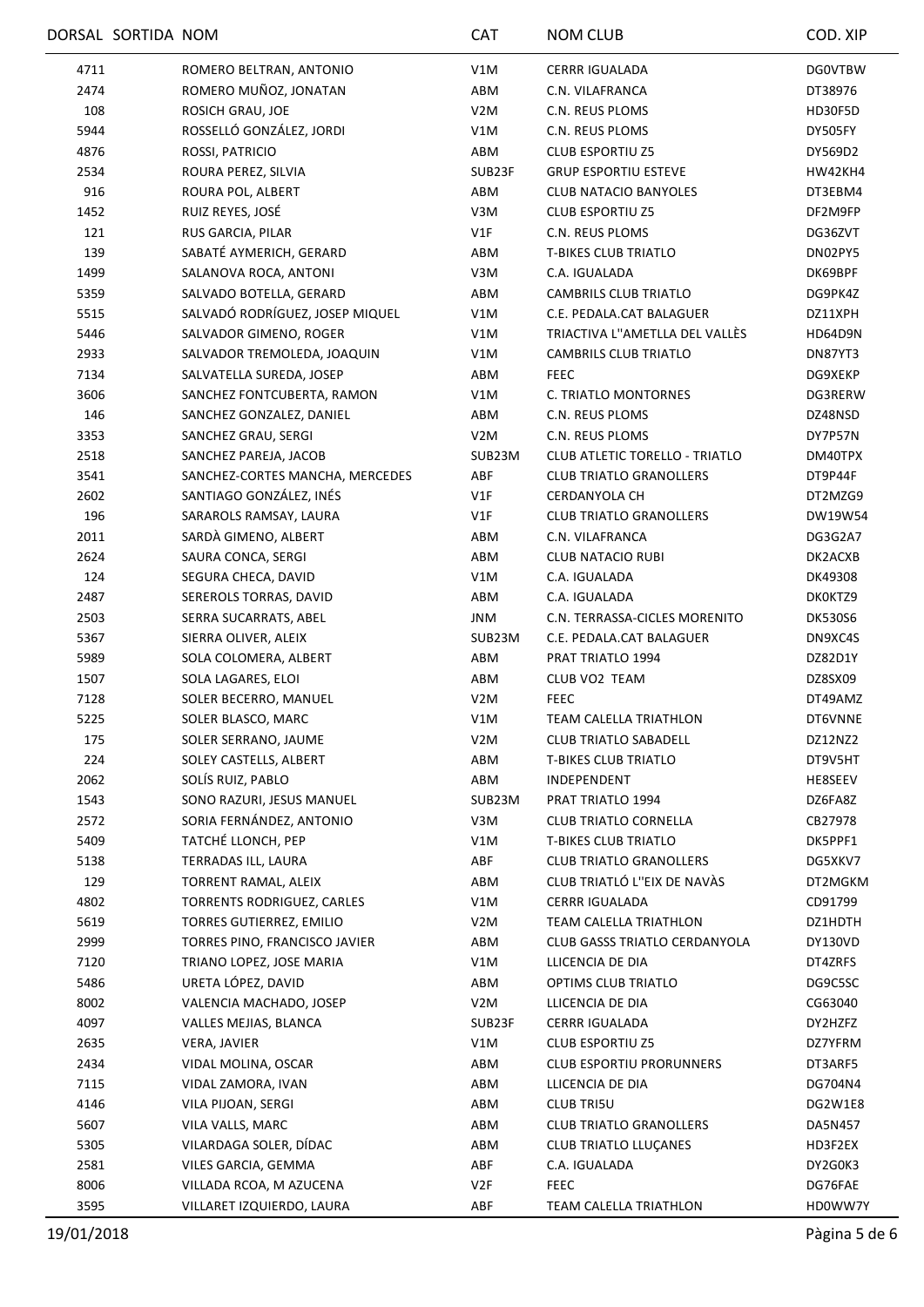| DORSAL | SORTIDA | NOM | CAT | NOM CLUB | COD. XIP |
|---|---|---|---|---|---|
| 4711 | | ROMERO BELTRAN, ANTONIO | V1M | CERRR IGUALADA | DG0VTBW |
| 2474 | | ROMERO MUÑOZ, JONATAN | ABM | C.N. VILAFRANCA | DT38976 |
| 108 | | ROSICH GRAU, JOE | V2M | C.N. REUS PLOMS | HD30F5D |
| 5944 | | ROSSELLÓ GONZÁLEZ, JORDI | V1M | C.N. REUS PLOMS | DY505FY |
| 4876 | | ROSSI, PATRICIO | ABM | CLUB ESPORTIU Z5 | DY569D2 |
| 2534 | | ROURA PEREZ, SILVIA | SUB23F | GRUP ESPORTIU ESTEVE | HW42KH4 |
| 916 | | ROURA POL, ALBERT | ABM | CLUB NATACIO BANYOLES | DT3EBM4 |
| 1452 | | RUIZ REYES, JOSÉ | V3M | CLUB ESPORTIU Z5 | DF2M9FP |
| 121 | | RUS GARCIA, PILAR | V1F | C.N. REUS PLOMS | DG36ZVT |
| 139 | | SABATÉ AYMERICH, GERARD | ABM | T-BIKES CLUB TRIATLO | DN02PY5 |
| 1499 | | SALANOVA ROCA, ANTONI | V3M | C.A. IGUALADA | DK69BPF |
| 5359 | | SALVADO BOTELLA, GERARD | ABM | CAMBRILS CLUB TRIATLO | DG9PK4Z |
| 5515 | | SALVADÓ RODRÍGUEZ, JOSEP MIQUEL | V1M | C.E. PEDALA.CAT BALAGUER | DZ11XPH |
| 5446 | | SALVADOR GIMENO, ROGER | V1M | TRIACTIVA L''AMETLLA DEL VALLÈS | HD64D9N |
| 2933 | | SALVADOR TREMOLEDA, JOAQUIN | V1M | CAMBRILS CLUB TRIATLO | DN87YT3 |
| 7134 | | SALVATELLA SUREDA, JOSEP | ABM | FEEC | DG9XEKP |
| 3606 | | SANCHEZ FONTCUBERTA, RAMON | V1M | C. TRIATLO MONTORNES | DG3RERW |
| 146 | | SANCHEZ GONZALEZ, DANIEL | ABM | C.N. REUS PLOMS | DZ48NSD |
| 3353 | | SANCHEZ GRAU, SERGI | V2M | C.N. REUS PLOMS | DY7P57N |
| 2518 | | SANCHEZ PAREJA, JACOB | SUB23M | CLUB ATLETIC TORELLO - TRIATLO | DM40TPX |
| 3541 | | SANCHEZ-CORTES MANCHA, MERCEDES | ABF | CLUB TRIATLO GRANOLLERS | DT9P44F |
| 2602 | | SANTIAGO GONZÁLEZ, INÉS | V1F | CERDANYOLA CH | DT2MZG9 |
| 196 | | SARAROLS RAMSAY, LAURA | V1F | CLUB TRIATLO GRANOLLERS | DW19W54 |
| 2011 | | SARDÀ GIMENO, ALBERT | ABM | C.N. VILAFRANCA | DG3G2A7 |
| 2624 | | SAURA CONCA, SERGI | ABM | CLUB NATACIO RUBI | DK2ACXB |
| 124 | | SEGURA CHECA, DAVID | V1M | C.A. IGUALADA | DK49308 |
| 2487 | | SEREROLS TORRAS, DAVID | ABM | C.A. IGUALADA | DK0KTZ9 |
| 2503 | | SERRA SUCARRATS, ABEL | JNM | C.N. TERRASSA-CICLES MORENITO | DK530S6 |
| 5367 | | SIERRA OLIVER, ALEIX | SUB23M | C.E. PEDALA.CAT BALAGUER | DN9XC4S |
| 5989 | | SOLA COLOMERA, ALBERT | ABM | PRAT TRIATLO 1994 | DZ82D1Y |
| 1507 | | SOLA LAGARES, ELOI | ABM | CLUB VO2 TEAM | DZ8SX09 |
| 7128 | | SOLER BECERRO, MANUEL | V2M | FEEC | DT49AMZ |
| 5225 | | SOLER BLASCO, MARC | V1M | TEAM CALELLA TRIATHLON | DT6VNNE |
| 175 | | SOLER SERRANO, JAUME | V2M | CLUB TRIATLO SABADELL | DZ12NZ2 |
| 224 | | SOLEY CASTELLS, ALBERT | ABM | T-BIKES CLUB TRIATLO | DT9V5HT |
| 2062 | | SOLÍS RUIZ, PABLO | ABM | INDEPENDENT | HE8SEEV |
| 1543 | | SONO RAZURI, JESUS MANUEL | SUB23M | PRAT TRIATLO 1994 | DZ6FA8Z |
| 2572 | | SORIA FERNÁNDEZ, ANTONIO | V3M | CLUB TRIATLO CORNELLA | CB27978 |
| 5409 | | TATCHÉ LLONCH, PEP | V1M | T-BIKES CLUB TRIATLO | DK5PPF1 |
| 5138 | | TERRADAS ILL, LAURA | ABF | CLUB TRIATLO GRANOLLERS | DG5XKV7 |
| 129 | | TORRENT RAMAL, ALEIX | ABM | CLUB TRIATLÓ L''EIX DE NAVÀS | DT2MGKM |
| 4802 | | TORRENTS RODRIGUEZ, CARLES | V1M | CERRR IGUALADA | CD91799 |
| 5619 | | TORRES GUTIERREZ, EMILIO | V2M | TEAM CALELLA TRIATHLON | DZ1HDTH |
| 2999 | | TORRES PINO, FRANCISCO JAVIER | ABM | CLUB GASSS TRIATLO CERDANYOLA | DY130VD |
| 7120 | | TRIANO LOPEZ, JOSE MARIA | V1M | LLICENCIA DE DIA | DT4ZRFS |
| 5486 | | URETA LÓPEZ, DAVID | ABM | OPTIMS CLUB TRIATLO | DG9C5SC |
| 8002 | | VALENCIA MACHADO, JOSEP | V2M | LLICENCIA DE DIA | CG63040 |
| 4097 | | VALLES MEJIAS, BLANCA | SUB23F | CERRR IGUALADA | DY2HZFZ |
| 2635 | | VERA, JAVIER | V1M | CLUB ESPORTIU Z5 | DZ7YFRM |
| 2434 | | VIDAL MOLINA, OSCAR | ABM | CLUB ESPORTIU PRORUNNERS | DT3ARF5 |
| 7115 | | VIDAL ZAMORA, IVAN | ABM | LLICENCIA DE DIA | DG704N4 |
| 4146 | | VILA PIJOAN, SERGI | ABM | CLUB TRI5U | DG2W1E8 |
| 5607 | | VILA VALLS, MARC | ABM | CLUB TRIATLO GRANOLLERS | DA5N457 |
| 5305 | | VILARDAGA SOLER, DÍDAC | ABM | CLUB TRIATLO LLUÇANES | HD3F2EX |
| 2581 | | VILES GARCIA, GEMMA | ABF | C.A. IGUALADA | DY2G0K3 |
| 8006 | | VILLADA RCOA, M AZUCENA | V2F | FEEC | DG76FAE |
| 3595 | | VILLARET IZQUIERDO, LAURA | ABF | TEAM CALELLA TRIATHLON | HD0WW7Y |

19/01/2018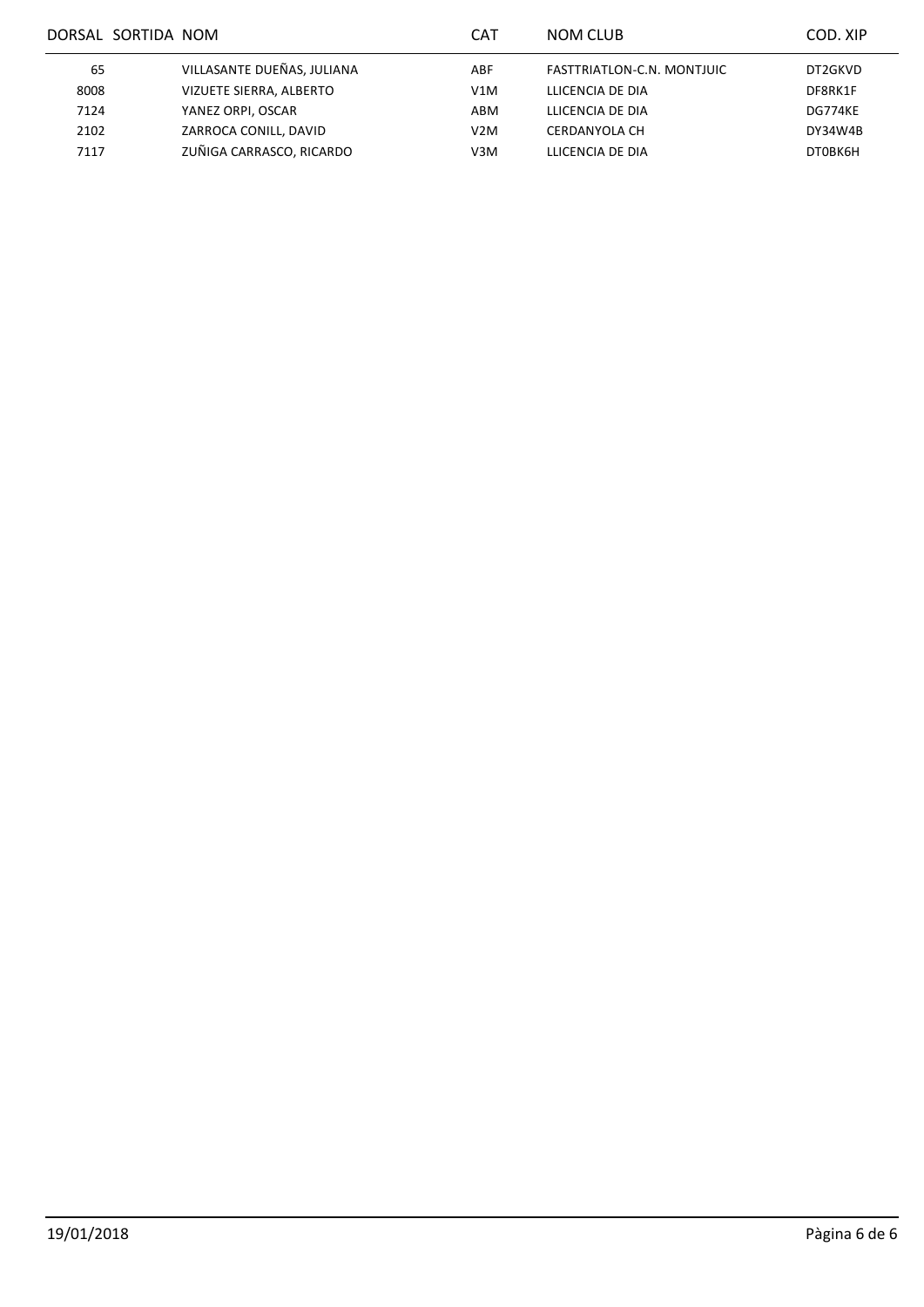| DORSAL | SORTIDA | NOM | CAT | NOM CLUB | COD. XIP |
|---|---|---|---|---|---|
| 65 | | VILLASANTE DUEÑAS, JULIANA | ABF | FASTTRIATLON-C.N. MONTJUIC | DT2GKVD |
| 8008 | | VIZUETE SIERRA, ALBERTO | V1M | LLICENCIA DE DIA | DF8RK1F |
| 7124 | | YANEZ ORPI, OSCAR | ABM | LLICENCIA DE DIA | DG774KE |
| 2102 | | ZARROCA CONILL, DAVID | V2M | CERDANYOLA CH | DY34W4B |
| 7117 | | ZUÑIGA CARRASCO, RICARDO | V3M | LLICENCIA DE DIA | DT0BK6H |

19/01/2018